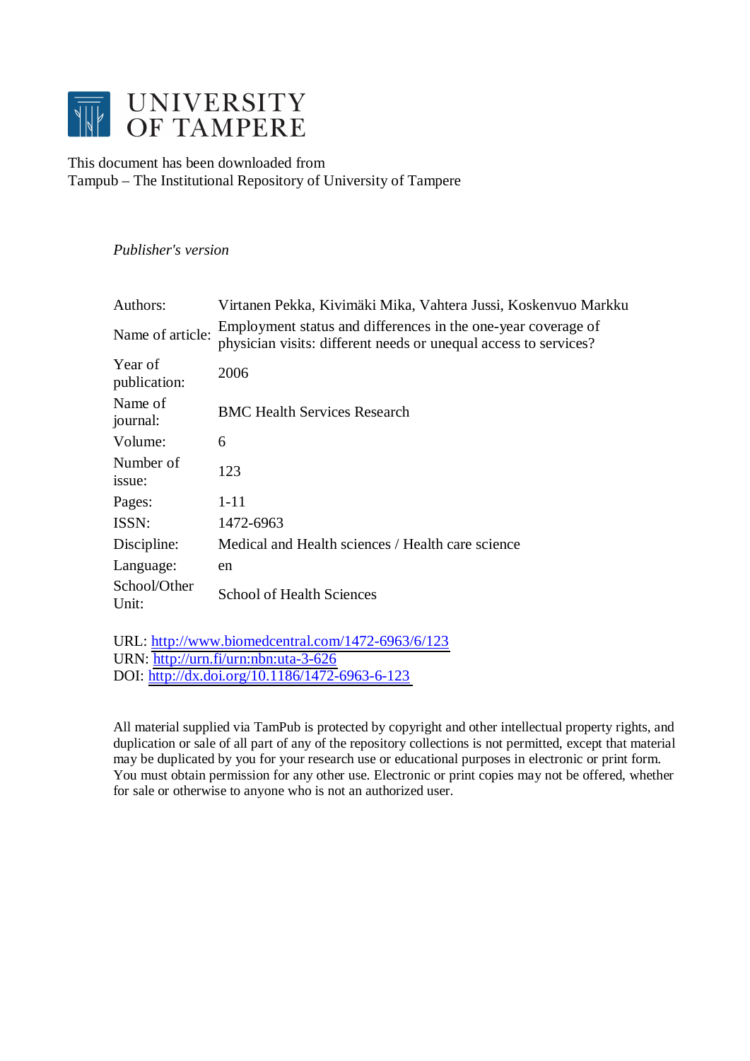# UNIVERSITY OF TAMPERE

This document has been downloaded from
Tampub – The Institutional Repository of University of Tampere

*Publisher's version*

| | |
|---|---|
| Authors: | Virtanen Pekka, Kivimäki Mika, Vahtera Jussi, Koskenvuo Markku |
| Name of article: | Employment status and differences in the one-year coverage of physician visits: different needs or unequal access to services? |
| Year of publication: | 2006 |
| Name of journal: | BMC Health Services Research |
| Volume: | 6 |
| Number of issue: | 123 |
| Pages: | 1-11 |
| ISSN: | 1472-6963 |
| Discipline: | Medical and Health sciences / Health care science |
| Language: | en |
| School/Other Unit: | School of Health Sciences |

URL: http://www.biomedcentral.com/1472-6963/6/123
URN: http://urn.fi/urn:nbn:uta-3-626
DOI: http://dx.doi.org/10.1186/1472-6963-6-123

All material supplied via TamPub is protected by copyright and other intellectual property rights, and duplication or sale of all part of any of the repository collections is not permitted, except that material may be duplicated by you for your research use or educational purposes in electronic or print form. You must obtain permission for any other use. Electronic or print copies may not be offered, whether for sale or otherwise to anyone who is not an authorized user.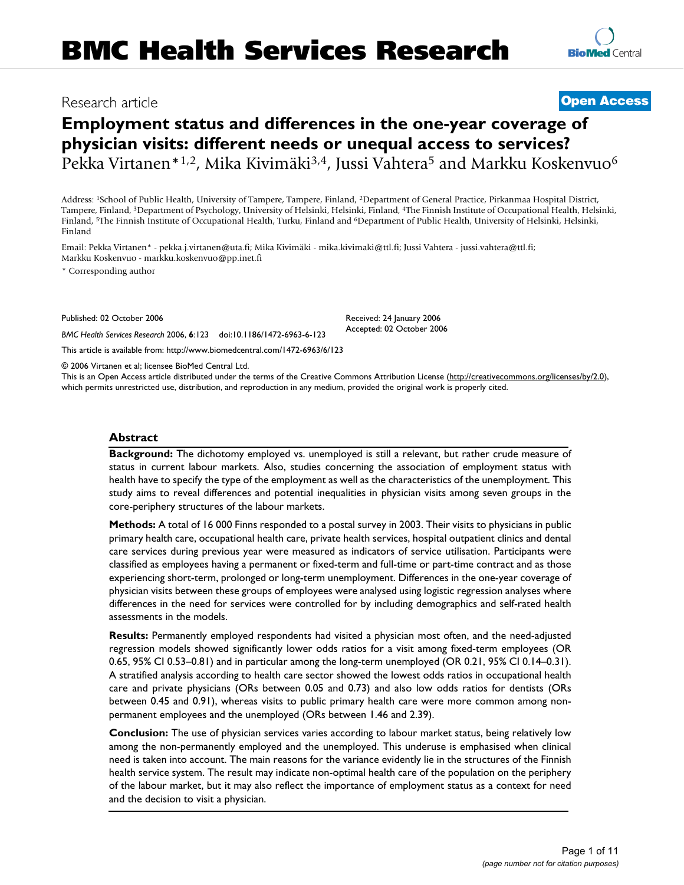# Employment status and differences in the one-year coverage of physician visits: different needs or unequal access to services?

Pekka Virtanen*[1,2], Mika Kivimäki[3,4], Jussi Vahtera[5] and Markku Koskenvuo[6]

Address: [1]School of Public Health, University of Tampere, Tampere, Finland, [2]Department of General Practice, Pirkanmaa Hospital District, Tampere, Finland, [3]Department of Psychology, University of Helsinki, Helsinki, Finland, [4]The Finnish Institute of Occupational Health, Helsinki, Finland, [5]The Finnish Institute of Occupational Health, Turku, Finland and [6]Department of Public Health, University of Helsinki, Helsinki, Finland

Email: Pekka Virtanen* - pekka.j.virtanen@uta.fi; Mika Kivimäki - mika.kivimaki@ttl.fi; Jussi Vahtera - jussi.vahtera@ttl.fi; Markku Koskenvuo - markku.koskenvuo@pp.inet.fi

* Corresponding author

Published: 02 October 2006

*BMC Health Services Research* 2006, **6**:123 doi:10.1186/1472-6963-6-123

Received: 24 January 2006

Accepted: 02 October 2006

This article is available from: http://www.biomedcentral.com/1472-6963/6/123

© 2006 Virtanen et al; licensee BioMed Central Ltd.

This is an Open Access article distributed under the terms of the Creative Commons Attribution License (http://creativecommons.org/licenses/by/2.0), which permits unrestricted use, distribution, and reproduction in any medium, provided the original work is properly cited.

## Abstract

**Background:** The dichotomy employed vs. unemployed is still a relevant, but rather crude measure of status in current labour markets. Also, studies concerning the association of employment status with health have to specify the type of the employment as well as the characteristics of the unemployment. This study aims to reveal differences and potential inequalities in physician visits among seven groups in the core-periphery structures of the labour markets.

**Methods:** A total of 16 000 Finns responded to a postal survey in 2003. Their visits to physicians in public primary health care, occupational health care, private health services, hospital outpatient clinics and dental care services during previous year were measured as indicators of service utilisation. Participants were classified as employees having a permanent or fixed-term and full-time or part-time contract and as those experiencing short-term, prolonged or long-term unemployment. Differences in the one-year coverage of physician visits between these groups of employees were analysed using logistic regression analyses where differences in the need for services were controlled for by including demographics and self-rated health assessments in the models.

**Results:** Permanently employed respondents had visited a physician most often, and the need-adjusted regression models showed significantly lower odds ratios for a visit among fixed-term employees (OR 0.65, 95% CI 0.53–0.81) and in particular among the long-term unemployed (OR 0.21, 95% CI 0.14–0.31). A stratified analysis according to health care sector showed the lowest odds ratios in occupational health care and private physicians (ORs between 0.05 and 0.73) and also low odds ratios for dentists (ORs between 0.45 and 0.91), whereas visits to public primary health care were more common among non-permanent employees and the unemployed (ORs between 1.46 and 2.39).

**Conclusion:** The use of physician services varies according to labour market status, being relatively low among the non-permanently employed and the unemployed. This underuse is emphasised when clinical need is taken into account. The main reasons for the variance evidently lie in the structures of the Finnish health service system. The result may indicate non-optimal health care of the population on the periphery of the labour market, but it may also reflect the importance of employment status as a context for need and the decision to visit a physician.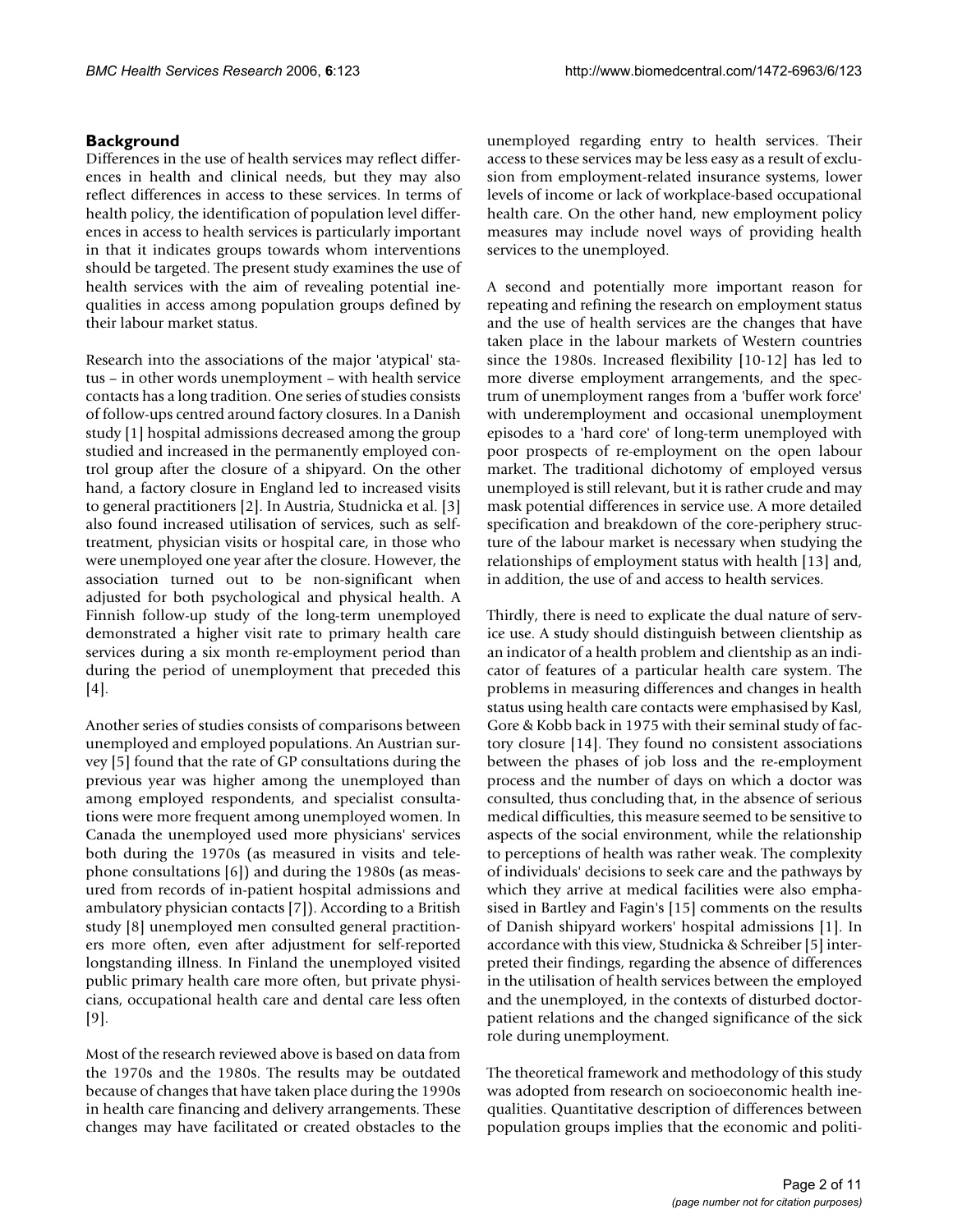## Background

Differences in the use of health services may reflect differences in health and clinical needs, but they may also reflect differences in access to these services. In terms of health policy, the identification of population level differences in access to health services is particularly important in that it indicates groups towards whom interventions should be targeted. The present study examines the use of health services with the aim of revealing potential inequalities in access among population groups defined by their labour market status.

Research into the associations of the major 'atypical' status – in other words unemployment – with health service contacts has a long tradition. One series of studies consists of follow-ups centred around factory closures. In a Danish study [1] hospital admissions decreased among the group studied and increased in the permanently employed control group after the closure of a shipyard. On the other hand, a factory closure in England led to increased visits to general practitioners [2]. In Austria, Studnicka et al. [3] also found increased utilisation of services, such as self-treatment, physician visits or hospital care, in those who were unemployed one year after the closure. However, the association turned out to be non-significant when adjusted for both psychological and physical health. A Finnish follow-up study of the long-term unemployed demonstrated a higher visit rate to primary health care services during a six month re-employment period than during the period of unemployment that preceded this [4].

Another series of studies consists of comparisons between unemployed and employed populations. An Austrian survey [5] found that the rate of GP consultations during the previous year was higher among the unemployed than among employed respondents, and specialist consultations were more frequent among unemployed women. In Canada the unemployed used more physicians' services both during the 1970s (as measured in visits and telephone consultations [6]) and during the 1980s (as measured from records of in-patient hospital admissions and ambulatory physician contacts [7]). According to a British study [8] unemployed men consulted general practitioners more often, even after adjustment for self-reported longstanding illness. In Finland the unemployed visited public primary health care more often, but private physicians, occupational health care and dental care less often [9].

Most of the research reviewed above is based on data from the 1970s and the 1980s. The results may be outdated because of changes that have taken place during the 1990s in health care financing and delivery arrangements. These changes may have facilitated or created obstacles to the unemployed regarding entry to health services. Their access to these services may be less easy as a result of exclusion from employment-related insurance systems, lower levels of income or lack of workplace-based occupational health care. On the other hand, new employment policy measures may include novel ways of providing health services to the unemployed.

A second and potentially more important reason for repeating and refining the research on employment status and the use of health services are the changes that have taken place in the labour markets of Western countries since the 1980s. Increased flexibility [10-12] has led to more diverse employment arrangements, and the spectrum of unemployment ranges from a 'buffer work force' with underemployment and occasional unemployment episodes to a 'hard core' of long-term unemployed with poor prospects of re-employment on the open labour market. The traditional dichotomy of employed versus unemployed is still relevant, but it is rather crude and may mask potential differences in service use. A more detailed specification and breakdown of the core-periphery structure of the labour market is necessary when studying the relationships of employment status with health [13] and, in addition, the use of and access to health services.

Thirdly, there is need to explicate the dual nature of service use. A study should distinguish between clientship as an indicator of a health problem and clientship as an indicator of features of a particular health care system. The problems in measuring differences and changes in health status using health care contacts were emphasised by Kasl, Gore & Kobb back in 1975 with their seminal study of factory closure [14]. They found no consistent associations between the phases of job loss and the re-employment process and the number of days on which a doctor was consulted, thus concluding that, in the absence of serious medical difficulties, this measure seemed to be sensitive to aspects of the social environment, while the relationship to perceptions of health was rather weak. The complexity of individuals' decisions to seek care and the pathways by which they arrive at medical facilities were also emphasised in Bartley and Fagin's [15] comments on the results of Danish shipyard workers' hospital admissions [1]. In accordance with this view, Studnicka & Schreiber [5] interpreted their findings, regarding the absence of differences in the utilisation of health services between the employed and the unemployed, in the contexts of disturbed doctor-patient relations and the changed significance of the sick role during unemployment.

The theoretical framework and methodology of this study was adopted from research on socioeconomic health inequalities. Quantitative description of differences between population groups implies that the economic and politi-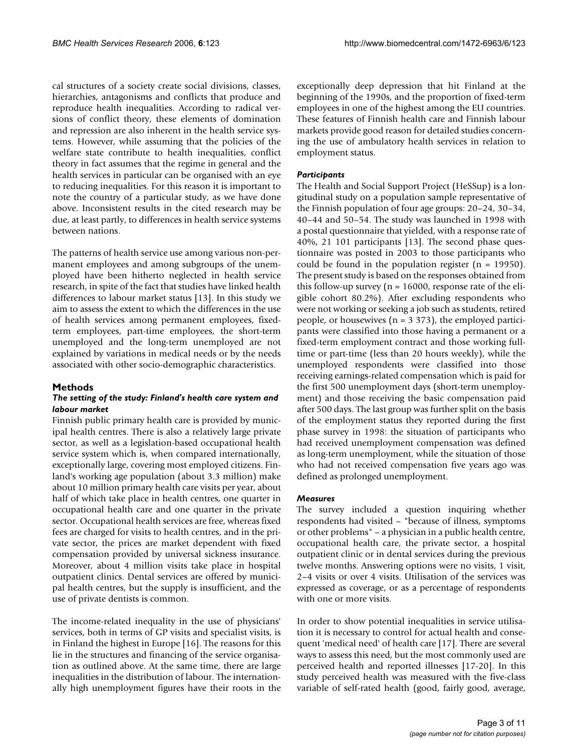cal structures of a society create social divisions, classes, hierarchies, antagonisms and conflicts that produce and reproduce health inequalities. According to radical versions of conflict theory, these elements of domination and repression are also inherent in the health service systems. However, while assuming that the policies of the welfare state contribute to health inequalities, conflict theory in fact assumes that the regime in general and the health services in particular can be organised with an eye to reducing inequalities. For this reason it is important to note the country of a particular study, as we have done above. Inconsistent results in the cited research may be due, at least partly, to differences in health service systems between nations.

The patterns of health service use among various non-permanent employees and among subgroups of the unemployed have been hitherto neglected in health service research, in spite of the fact that studies have linked health differences to labour market status [13]. In this study we aim to assess the extent to which the differences in the use of health services among permanent employees, fixed-term employees, part-time employees, the short-term unemployed and the long-term unemployed are not explained by variations in medical needs or by the needs associated with other socio-demographic characteristics.

## Methods

### *The setting of the study: Finland's health care system and labour market*

Finnish public primary health care is provided by municipal health centres. There is also a relatively large private sector, as well as a legislation-based occupational health service system which is, when compared internationally, exceptionally large, covering most employed citizens. Finland's working age population (about 3.3 million) make about 10 million primary health care visits per year, about half of which take place in health centres, one quarter in occupational health care and one quarter in the private sector. Occupational health services are free, whereas fixed fees are charged for visits to health centres, and in the private sector, the prices are market dependent with fixed compensation provided by universal sickness insurance. Moreover, about 4 million visits take place in hospital outpatient clinics. Dental services are offered by municipal health centres, but the supply is insufficient, and the use of private dentists is common.

The income-related inequality in the use of physicians' services, both in terms of GP visits and specialist visits, is in Finland the highest in Europe [16]. The reasons for this lie in the structures and financing of the service organisation as outlined above. At the same time, there are large inequalities in the distribution of labour. The internationally high unemployment figures have their roots in the exceptionally deep depression that hit Finland at the beginning of the 1990s, and the proportion of fixed-term employees in one of the highest among the EU countries. These features of Finnish health care and Finnish labour markets provide good reason for detailed studies concerning the use of ambulatory health services in relation to employment status.

### *Participants*

The Health and Social Support Project (HeSSup) is a longitudinal study on a population sample representative of the Finnish population of four age groups: 20–24, 30–34, 40–44 and 50–54. The study was launched in 1998 with a postal questionnaire that yielded, with a response rate of 40%, 21 101 participants [13]. The second phase questionnaire was posted in 2003 to those participants who could be found in the population register (n = 19950). The present study is based on the responses obtained from this follow-up survey (n = 16000, response rate of the eligible cohort 80.2%). After excluding respondents who were not working or seeking a job such as students, retired people, or housewives (n = 3 373), the employed participants were classified into those having a permanent or a fixed-term employment contract and those working full-time or part-time (less than 20 hours weekly), while the unemployed respondents were classified into those receiving earnings-related compensation which is paid for the first 500 unemployment days (short-term unemployment) and those receiving the basic compensation paid after 500 days. The last group was further split on the basis of the employment status they reported during the first phase survey in 1998: the situation of participants who had received unemployment compensation was defined as long-term unemployment, while the situation of those who had not received compensation five years ago was defined as prolonged unemployment.

### *Measures*

The survey included a question inquiring whether respondents had visited – "because of illness, symptoms or other problems" – a physician in a public health centre, occupational health care, the private sector, a hospital outpatient clinic or in dental services during the previous twelve months. Answering options were no visits, 1 visit, 2–4 visits or over 4 visits. Utilisation of the services was expressed as coverage, or as a percentage of respondents with one or more visits.

In order to show potential inequalities in service utilisation it is necessary to control for actual health and consequent 'medical need' of health care [17]. There are several ways to assess this need, but the most commonly used are perceived health and reported illnesses [17-20]. In this study perceived health was measured with the five-class variable of self-rated health (good, fairly good, average,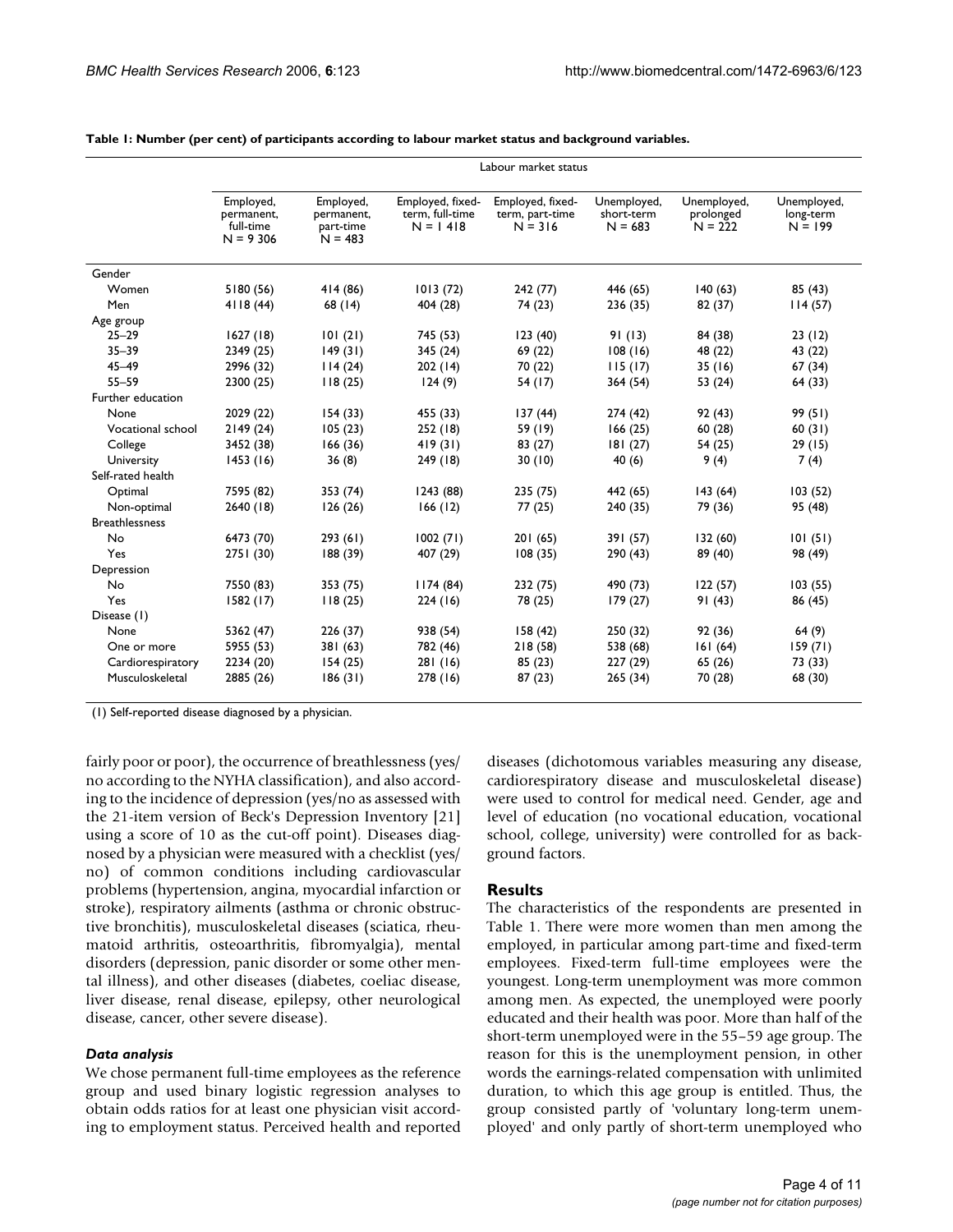**Table 1: Number (per cent) of participants according to labour market status and background variables.**

| | Labour market status | | | | | | |
|---|---|---|---|---|---|---|---|
| | Employed, permanent, full-time N = 9 306 | Employed, permanent, part-time N = 483 | Employed, fixed-term, full-time N = 1 418 | Employed, fixed-term, part-time N = 316 | Unemployed, short-term N = 683 | Unemployed, prolonged N = 222 | Unemployed, long-term N = 199 |
| Gender | | | | | | | |
| Women | 5180 (56) | 414 (86) | 1013 (72) | 242 (77) | 446 (65) | 140 (63) | 85 (43) |
| Men | 4118 (44) | 68 (14) | 404 (28) | 74 (23) | 236 (35) | 82 (37) | 114 (57) |
| Age group | | | | | | | |
| 25–29 | 1627 (18) | 101 (21) | 745 (53) | 123 (40) | 91 (13) | 84 (38) | 23 (12) |
| 35–39 | 2349 (25) | 149 (31) | 345 (24) | 69 (22) | 108 (16) | 48 (22) | 43 (22) |
| 45–49 | 2996 (32) | 114 (24) | 202 (14) | 70 (22) | 115 (17) | 35 (16) | 67 (34) |
| 55–59 | 2300 (25) | 118 (25) | 124 (9) | 54 (17) | 364 (54) | 53 (24) | 64 (33) |
| Further education | | | | | | | |
| None | 2029 (22) | 154 (33) | 455 (33) | 137 (44) | 274 (42) | 92 (43) | 99 (51) |
| Vocational school | 2149 (24) | 105 (23) | 252 (18) | 59 (19) | 166 (25) | 60 (28) | 60 (31) |
| College | 3452 (38) | 166 (36) | 419 (31) | 83 (27) | 181 (27) | 54 (25) | 29 (15) |
| University | 1453 (16) | 36 (8) | 249 (18) | 30 (10) | 40 (6) | 9 (4) | 7 (4) |
| Self-rated health | | | | | | | |
| Optimal | 7595 (82) | 353 (74) | 1243 (88) | 235 (75) | 442 (65) | 143 (64) | 103 (52) |
| Non-optimal | 2640 (18) | 126 (26) | 166 (12) | 77 (25) | 240 (35) | 79 (36) | 95 (48) |
| Breathlessness | | | | | | | |
| No | 6473 (70) | 293 (61) | 1002 (71) | 201 (65) | 391 (57) | 132 (60) | 101 (51) |
| Yes | 2751 (30) | 188 (39) | 407 (29) | 108 (35) | 290 (43) | 89 (40) | 98 (49) |
| Depression | | | | | | | |
| No | 7550 (83) | 353 (75) | 1174 (84) | 232 (75) | 490 (73) | 122 (57) | 103 (55) |
| Yes | 1582 (17) | 118 (25) | 224 (16) | 78 (25) | 179 (27) | 91 (43) | 86 (45) |
| Disease (1) | | | | | | | |
| None | 5362 (47) | 226 (37) | 938 (54) | 158 (42) | 250 (32) | 92 (36) | 64 (9) |
| One or more | 5955 (53) | 381 (63) | 782 (46) | 218 (58) | 538 (68) | 161 (64) | 159 (71) |
| Cardiorespiratory | 2234 (20) | 154 (25) | 281 (16) | 85 (23) | 227 (29) | 65 (26) | 73 (33) |
| Musculoskeletal | 2885 (26) | 186 (31) | 278 (16) | 87 (23) | 265 (34) | 70 (28) | 68 (30) |

(1) Self-reported disease diagnosed by a physician.

fairly poor or poor), the occurrence of breathlessness (yes/no according to the NYHA classification), and also according to the incidence of depression (yes/no as assessed with the 21-item version of Beck's Depression Inventory [21] using a score of 10 as the cut-off point). Diseases diagnosed by a physician were measured with a checklist (yes/no) of common conditions including cardiovascular problems (hypertension, angina, myocardial infarction or stroke), respiratory ailments (asthma or chronic obstructive bronchitis), musculoskeletal diseases (sciatica, rheumatoid arthritis, osteoarthritis, fibromyalgia), mental disorders (depression, panic disorder or some other mental illness), and other diseases (diabetes, coeliac disease, liver disease, renal disease, epilepsy, other neurological disease, cancer, other severe disease).

### *Data analysis*

We chose permanent full-time employees as the reference group and used binary logistic regression analyses to obtain odds ratios for at least one physician visit according to employment status. Perceived health and reported diseases (dichotomous variables measuring any disease, cardiorespiratory disease and musculoskeletal disease) were used to control for medical need. Gender, age and level of education (no vocational education, vocational school, college, university) were controlled for as background factors.

## Results

The characteristics of the respondents are presented in Table 1. There were more women than men among the employed, in particular among part-time and fixed-term employees. Fixed-term full-time employees were the youngest. Long-term unemployment was more common among men. As expected, the unemployed were poorly educated and their health was poor. More than half of the short-term unemployed were in the 55–59 age group. The reason for this is the unemployment pension, in other words the earnings-related compensation with unlimited duration, to which this age group is entitled. Thus, the group consisted partly of 'voluntary long-term unemployed' and only partly of short-term unemployed who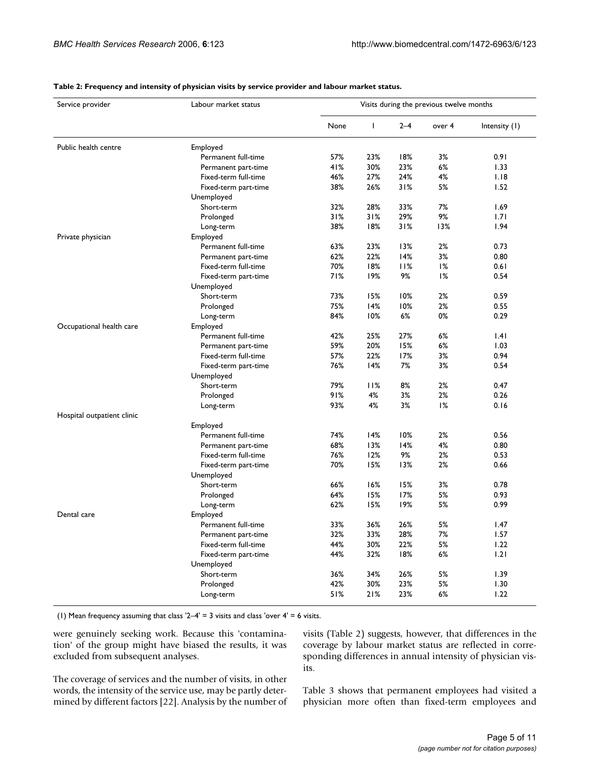**Table 2: Frequency and intensity of physician visits by service provider and labour market status.**

| Service provider | Labour market status | Visits during the previous twelve months | | | | |
|---|---|---|---|---|---|---|
| | | None | 1 | 2–4 | over 4 | Intensity (1) |
| Public health centre | Employed | | | | | |
| | Permanent full-time | 57% | 23% | 18% | 3% | 0.91 |
| | Permanent part-time | 41% | 30% | 23% | 6% | 1.33 |
| | Fixed-term full-time | 46% | 27% | 24% | 4% | 1.18 |
| | Fixed-term part-time | 38% | 26% | 31% | 5% | 1.52 |
| | Unemployed | | | | | |
| | Short-term | 32% | 28% | 33% | 7% | 1.69 |
| | Prolonged | 31% | 31% | 29% | 9% | 1.71 |
| | Long-term | 38% | 18% | 31% | 13% | 1.94 |
| Private physician | Employed | | | | | |
| | Permanent full-time | 63% | 23% | 13% | 2% | 0.73 |
| | Permanent part-time | 62% | 22% | 14% | 3% | 0.80 |
| | Fixed-term full-time | 70% | 18% | 11% | 1% | 0.61 |
| | Fixed-term part-time | 71% | 19% | 9% | 1% | 0.54 |
| | Unemployed | | | | | |
| | Short-term | 73% | 15% | 10% | 2% | 0.59 |
| | Prolonged | 75% | 14% | 10% | 2% | 0.55 |
| | Long-term | 84% | 10% | 6% | 0% | 0.29 |
| Occupational health care | Employed | | | | | |
| | Permanent full-time | 42% | 25% | 27% | 6% | 1.41 |
| | Permanent part-time | 59% | 20% | 15% | 6% | 1.03 |
| | Fixed-term full-time | 57% | 22% | 17% | 3% | 0.94 |
| | Fixed-term part-time | 76% | 14% | 7% | 3% | 0.54 |
| | Unemployed | | | | | |
| | Short-term | 79% | 11% | 8% | 2% | 0.47 |
| | Prolonged | 91% | 4% | 3% | 2% | 0.26 |
| | Long-term | 93% | 4% | 3% | 1% | 0.16 |
| Hospital outpatient clinic | | | | | | |
| | Employed | | | | | |
| | Permanent full-time | 74% | 14% | 10% | 2% | 0.56 |
| | Permanent part-time | 68% | 13% | 14% | 4% | 0.80 |
| | Fixed-term full-time | 76% | 12% | 9% | 2% | 0.53 |
| | Fixed-term part-time | 70% | 15% | 13% | 2% | 0.66 |
| | Unemployed | | | | | |
| | Short-term | 66% | 16% | 15% | 3% | 0.78 |
| | Prolonged | 64% | 15% | 17% | 5% | 0.93 |
| | Long-term | 62% | 15% | 19% | 5% | 0.99 |
| Dental care | Employed | | | | | |
| | Permanent full-time | 33% | 36% | 26% | 5% | 1.47 |
| | Permanent part-time | 32% | 33% | 28% | 7% | 1.57 |
| | Fixed-term full-time | 44% | 30% | 22% | 5% | 1.22 |
| | Fixed-term part-time | 44% | 32% | 18% | 6% | 1.21 |
| | Unemployed | | | | | |
| | Short-term | 36% | 34% | 26% | 5% | 1.39 |
| | Prolonged | 42% | 30% | 23% | 5% | 1.30 |
| | Long-term | 51% | 21% | 23% | 6% | 1.22 |

(1) Mean frequency assuming that class '2–4' = 3 visits and class 'over 4' = 6 visits.

were genuinely seeking work. Because this 'contamination' of the group might have biased the results, it was excluded from subsequent analyses.

The coverage of services and the number of visits, in other words, the intensity of the service use, may be partly determined by different factors [22]. Analysis by the number of visits (Table 2) suggests, however, that differences in the coverage by labour market status are reflected in corresponding differences in annual intensity of physician visits.

Table 3 shows that permanent employees had visited a physician more often than fixed-term employees and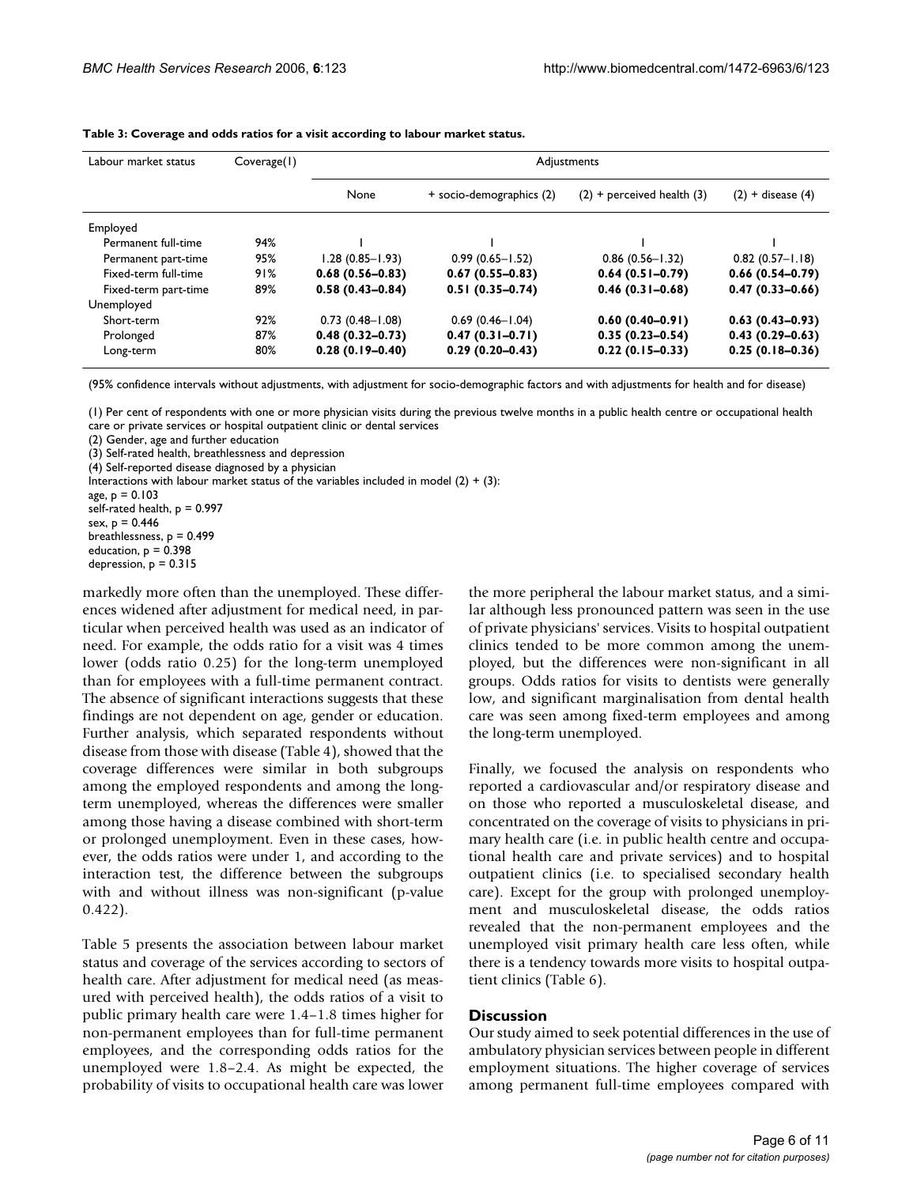**Table 3: Coverage and odds ratios for a visit according to labour market status.**

| Labour market status | Coverage(1) | Adjustments | | | |
|---|---|---|---|---|---|
| | | None | + socio-demographics (2) | (2) + perceived health (3) | (2) + disease (4) |
| Employed | | | | | |
| Permanent full-time | 94% | 1 | 1 | 1 | 1 |
| Permanent part-time | 95% | 1.28 (0.85–1.93) | 0.99 (0.65–1.52) | 0.86 (0.56–1.32) | 0.82 (0.57–1.18) |
| Fixed-term full-time | 91% | **0.68 (0.56–0.83)** | **0.67 (0.55–0.83)** | **0.64 (0.51–0.79)** | **0.66 (0.54–0.79)** |
| Fixed-term part-time | 89% | **0.58 (0.43–0.84)** | **0.51 (0.35–0.74)** | **0.46 (0.31–0.68)** | **0.47 (0.33–0.66)** |
| Unemployed | | | | | |
| Short-term | 92% | 0.73 (0.48–1.08) | 0.69 (0.46–1.04) | **0.60 (0.40–0.91)** | **0.63 (0.43–0.93)** |
| Prolonged | 87% | **0.48 (0.32–0.73)** | **0.47 (0.31–0.71)** | **0.35 (0.23–0.54)** | **0.43 (0.29–0.63)** |
| Long-term | 80% | **0.28 (0.19–0.40)** | **0.29 (0.20–0.43)** | **0.22 (0.15–0.33)** | **0.25 (0.18–0.36)** |

(95% confidence intervals without adjustments, with adjustment for socio-demographic factors and with adjustments for health and for disease)

(1) Per cent of respondents with one or more physician visits during the previous twelve months in a public health centre or occupational health care or private services or hospital outpatient clinic or dental services
(2) Gender, age and further education
(3) Self-rated health, breathlessness and depression
(4) Self-reported disease diagnosed by a physician
Interactions with labour market status of the variables included in model (2) + (3):
age, p = 0.103
self-rated health, p = 0.997
sex, p = 0.446
breathlessness, p = 0.499
education, p = 0.398
depression, p = 0.315

markedly more often than the unemployed. These differences widened after adjustment for medical need, in particular when perceived health was used as an indicator of need. For example, the odds ratio for a visit was 4 times lower (odds ratio 0.25) for the long-term unemployed than for employees with a full-time permanent contract. The absence of significant interactions suggests that these findings are not dependent on age, gender or education. Further analysis, which separated respondents without disease from those with disease (Table 4), showed that the coverage differences were similar in both subgroups among the employed respondents and among the long-term unemployed, whereas the differences were smaller among those having a disease combined with short-term or prolonged unemployment. Even in these cases, however, the odds ratios were under 1, and according to the interaction test, the difference between the subgroups with and without illness was non-significant (p-value 0.422).

Table 5 presents the association between labour market status and coverage of the services according to sectors of health care. After adjustment for medical need (as measured with perceived health), the odds ratios of a visit to public primary health care were 1.4–1.8 times higher for non-permanent employees than for full-time permanent employees, and the corresponding odds ratios for the unemployed were 1.8–2.4. As might be expected, the probability of visits to occupational health care was lower the more peripheral the labour market status, and a similar although less pronounced pattern was seen in the use of private physicians' services. Visits to hospital outpatient clinics tended to be more common among the unemployed, but the differences were non-significant in all groups. Odds ratios for visits to dentists were generally low, and significant marginalisation from dental health care was seen among fixed-term employees and among the long-term unemployed.

Finally, we focused the analysis on respondents who reported a cardiovascular and/or respiratory disease and on those who reported a musculoskeletal disease, and concentrated on the coverage of visits to physicians in primary health care (i.e. in public health centre and occupational health care and private services) and to hospital outpatient clinics (i.e. to specialised secondary health care). Except for the group with prolonged unemployment and musculoskeletal disease, the odds ratios revealed that the non-permanent employees and the unemployed visit primary health care less often, while there is a tendency towards more visits to hospital outpatient clinics (Table 6).

## Discussion

Our study aimed to seek potential differences in the use of ambulatory physician services between people in different employment situations. The higher coverage of services among permanent full-time employees compared with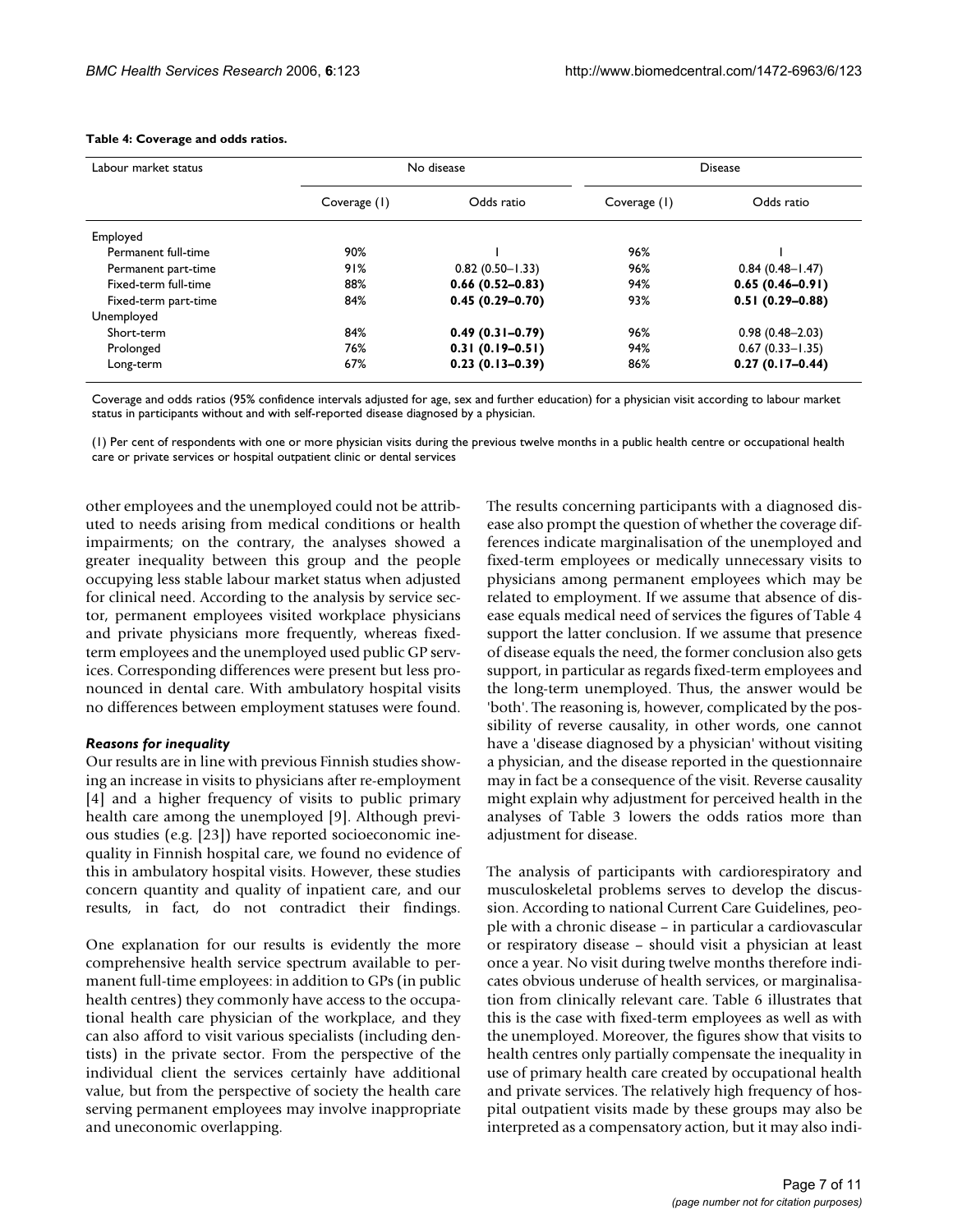**Table 4: Coverage and odds ratios.**

| Labour market status | No disease | | Disease | |
|---|---|---|---|---|
| | Coverage (1) | Odds ratio | Coverage (1) | Odds ratio |
| Employed | | | | |
| Permanent full-time | 90% | 1 | 96% | 1 |
| Permanent part-time | 91% | 0.82 (0.50–1.33) | 96% | 0.84 (0.48–1.47) |
| Fixed-term full-time | 88% | **0.66 (0.52–0.83)** | 94% | **0.65 (0.46–0.91)** |
| Fixed-term part-time | 84% | **0.45 (0.29–0.70)** | 93% | **0.51 (0.29–0.88)** |
| Unemployed | | | | |
| Short-term | 84% | **0.49 (0.31–0.79)** | 96% | 0.98 (0.48–2.03) |
| Prolonged | 76% | **0.31 (0.19–0.51)** | 94% | 0.67 (0.33–1.35) |
| Long-term | 67% | **0.23 (0.13–0.39)** | 86% | **0.27 (0.17–0.44)** |

Coverage and odds ratios (95% confidence intervals adjusted for age, sex and further education) for a physician visit according to labour market status in participants without and with self-reported disease diagnosed by a physician.

(1) Per cent of respondents with one or more physician visits during the previous twelve months in a public health centre or occupational health care or private services or hospital outpatient clinic or dental services

other employees and the unemployed could not be attributed to needs arising from medical conditions or health impairments; on the contrary, the analyses showed a greater inequality between this group and the people occupying less stable labour market status when adjusted for clinical need. According to the analysis by service sector, permanent employees visited workplace physicians and private physicians more frequently, whereas fixed-term employees and the unemployed used public GP services. Corresponding differences were present but less pronounced in dental care. With ambulatory hospital visits no differences between employment statuses were found.

### *Reasons for inequality*

Our results are in line with previous Finnish studies showing an increase in visits to physicians after re-employment [4] and a higher frequency of visits to public primary health care among the unemployed [9]. Although previous studies (e.g. [23]) have reported socioeconomic inequality in Finnish hospital care, we found no evidence of this in ambulatory hospital visits. However, these studies concern quantity and quality of inpatient care, and our results, in fact, do not contradict their findings.

One explanation for our results is evidently the more comprehensive health service spectrum available to permanent full-time employees: in addition to GPs (in public health centres) they commonly have access to the occupational health care physician of the workplace, and they can also afford to visit various specialists (including dentists) in the private sector. From the perspective of the individual client the services certainly have additional value, but from the perspective of society the health care serving permanent employees may involve inappropriate and uneconomic overlapping.

The results concerning participants with a diagnosed disease also prompt the question of whether the coverage differences indicate marginalisation of the unemployed and fixed-term employees or medically unnecessary visits to physicians among permanent employees which may be related to employment. If we assume that absence of disease equals medical need of services the figures of Table 4 support the latter conclusion. If we assume that presence of disease equals the need, the former conclusion also gets support, in particular as regards fixed-term employees and the long-term unemployed. Thus, the answer would be 'both'. The reasoning is, however, complicated by the possibility of reverse causality, in other words, one cannot have a 'disease diagnosed by a physician' without visiting a physician, and the disease reported in the questionnaire may in fact be a consequence of the visit. Reverse causality might explain why adjustment for perceived health in the analyses of Table 3 lowers the odds ratios more than adjustment for disease.

The analysis of participants with cardiorespiratory and musculoskeletal problems serves to develop the discussion. According to national Current Care Guidelines, people with a chronic disease – in particular a cardiovascular or respiratory disease – should visit a physician at least once a year. No visit during twelve months therefore indicates obvious underuse of health services, or marginalisation from clinically relevant care. Table 6 illustrates that this is the case with fixed-term employees as well as with the unemployed. Moreover, the figures show that visits to health centres only partially compensate the inequality in use of primary health care created by occupational health and private services. The relatively high frequency of hospital outpatient visits made by these groups may also be interpreted as a compensatory action, but it may also indi-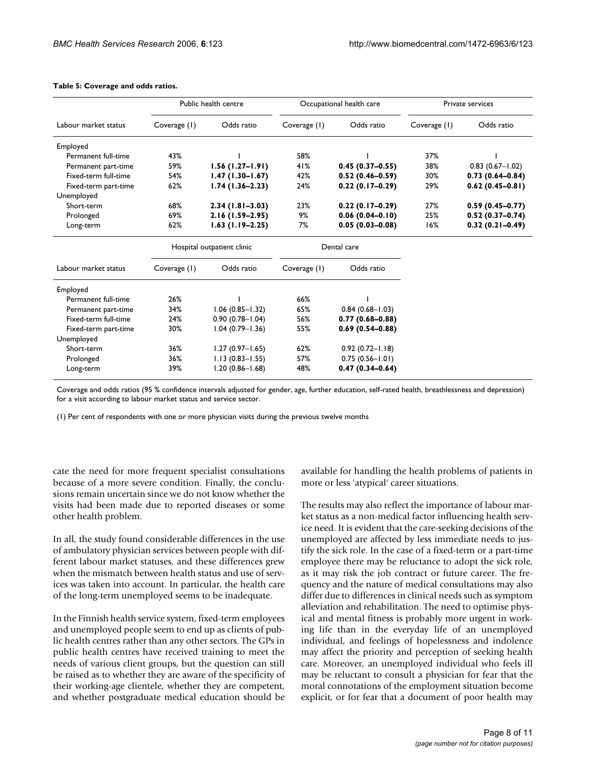**Table 5: Coverage and odds ratios.**

| Labour market status | Public health centre | | Occupational health care | | Private services | |
|---|---|---|---|---|---|---|
| | Coverage (1) | Odds ratio | Coverage (1) | Odds ratio | Coverage (1) | Odds ratio |
| Employed | | | | | | |
| Permanent full-time | 43% | 1 | 58% | 1 | 37% | 1 |
| Permanent part-time | 59% | **1.56 (1.27–1.91)** | 41% | **0.45 (0.37–0.55)** | 38% | 0.83 (0.67–1.02) |
| Fixed-term full-time | 54% | **1.47 (1.30–1.67)** | 42% | **0.52 (0.46–0.59)** | 30% | **0.73 (0.64–0.84)** |
| Fixed-term part-time | 62% | **1.74 (1.36–2.23)** | 24% | **0.22 (0.17–0.29)** | 29% | **0.62 (0.45–0.81)** |
| Unemployed | | | | | | |
| Short-term | 68% | **2.34 (1.81–3.03)** | 23% | **0.22 (0.17–0.29)** | 27% | **0.59 (0.45–0.77)** |
| Prolonged | 69% | **2.16 (1.59–2.95)** | 9% | **0.06 (0.04–0.10)** | 25% | **0.52 (0.37–0.74)** |
| Long-term | 62% | **1.63 (1.19–2.25)** | 7% | **0.05 (0.03–0.08)** | 16% | **0.32 (0.21–0.49)** |

| Labour market status | Hospital outpatient clinic | | Dental care | |
|---|---|---|---|---|
| | Coverage (1) | Odds ratio | Coverage (1) | Odds ratio |
| Employed | | | | |
| Permanent full-time | 26% | 1 | 66% | 1 |
| Permanent part-time | 34% | 1.06 (0.85–1.32) | 65% | 0.84 (0.68–1.03) |
| Fixed-term full-time | 24% | 0.90 (0.78–1.04) | 56% | **0.77 (0.68–0.88)** |
| Fixed-term part-time | 30% | 1.04 (0.79–1.36) | 55% | **0.69 (0.54–0.88)** |
| Unemployed | | | | |
| Short-term | 36% | 1.27 (0.97–1.65) | 62% | 0.92 (0.72–1.18) |
| Prolonged | 36% | 1.13 (0.83–1.55) | 57% | 0.75 (0.56–1.01) |
| Long-term | 39% | 1.20 (0.86–1.68) | 48% | **0.47 (0.34–0.64)** |

Coverage and odds ratios (95 % confidence intervals adjusted for gender, age, further education, self-rated health, breathlessness and depression) for a visit according to labour market status and service sector.

(1) Per cent of respondents with one or more physician visits during the previous twelve months

cate the need for more frequent specialist consultations because of a more severe condition. Finally, the conclusions remain uncertain since we do not know whether the visits had been made due to reported diseases or some other health problem.

In all, the study found considerable differences in the use of ambulatory physician services between people with different labour market statuses, and these differences grew when the mismatch between health status and use of services was taken into account. In particular, the health care of the long-term unemployed seems to be inadequate.

In the Finnish health service system, fixed-term employees and unemployed people seem to end up as clients of public health centres rather than any other sectors. The GPs in public health centres have received training to meet the needs of various client groups, but the question can still be raised as to whether they are aware of the specificity of their working-age clientele, whether they are competent, and whether postgraduate medical education should be available for handling the health problems of patients in more or less 'atypical' career situations.

The results may also reflect the importance of labour market status as a non-medical factor influencing health service need. It is evident that the care-seeking decisions of the unemployed are affected by less immediate needs to justify the sick role. In the case of a fixed-term or a part-time employee there may be reluctance to adopt the sick role, as it may risk the job contract or future career. The frequency and the nature of medical consultations may also differ due to differences in clinical needs such as symptom alleviation and rehabilitation. The need to optimise physical and mental fitness is probably more urgent in working life than in the everyday life of an unemployed individual, and feelings of hopelessness and indolence may affect the priority and perception of seeking health care. Moreover, an unemployed individual who feels ill may be reluctant to consult a physician for fear that the moral connotations of the employment situation become explicit, or for fear that a document of poor health may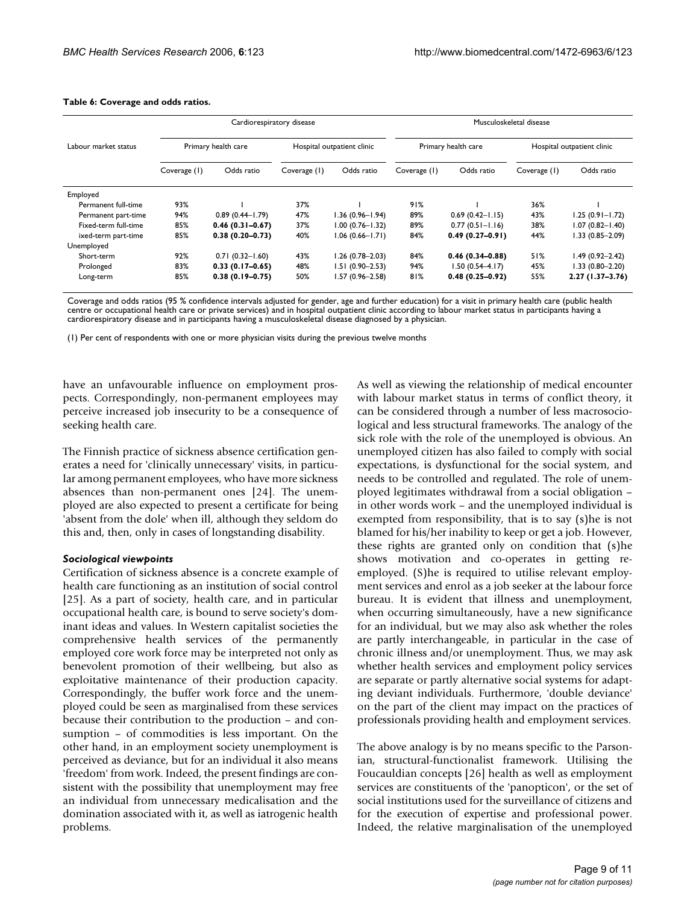**Table 6: Coverage and odds ratios.**

| Labour market status | Cardiorespiratory disease | | | | Musculoskeletal disease | | | |
|---|---|---|---|---|---|---|---|---|
| | Primary health care | | Hospital outpatient clinic | | Primary health care | | Hospital outpatient clinic | |
| | Coverage (1) | Odds ratio | Coverage (1) | Odds ratio | Coverage (1) | Odds ratio | Coverage (1) | Odds ratio |
| Employed | | | | | | | | |
| Permanent full-time | 93% | 1 | 37% | 1 | 91% | 1 | 36% | 1 |
| Permanent part-time | 94% | 0.89 (0.44–1.79) | 47% | 1.36 (0.96–1.94) | 89% | 0.69 (0.42–1.15) | 43% | 1.25 (0.91–1.72) |
| Fixed-term full-time | 85% | **0.46 (0.31–0.67)** | 37% | 1.00 (0.76–1.32) | 89% | 0.77 (0.51–1.16) | 38% | 1.07 (0.82–1.40) |
| ixed-term part-time | 85% | **0.38 (0.20–0.73)** | 40% | 1.06 (0.66–1.71) | 84% | **0.49 (0.27–0.91)** | 44% | 1.33 (0.85–2.09) |
| Unemployed | | | | | | | | |
| Short-term | 92% | 0.71 (0.32–1.60) | 43% | 1.26 (0.78–2.03) | 84% | **0.46 (0.34–0.88)** | 51% | 1.49 (0.92–2.42) |
| Prolonged | 83% | **0.33 (0.17–0.65)** | 48% | 1.51 (0.90–2.53) | 94% | 1.50 (0.54–4.17) | 45% | 1.33 (0.80–2.20) |
| Long-term | 85% | **0.38 (0.19–0.75)** | 50% | 1.57 (0.96–2.58) | 81% | **0.48 (0.25–0.92)** | 55% | **2.27 (1.37–3.76)** |

Coverage and odds ratios (95 % confidence intervals adjusted for gender, age and further education) for a visit in primary health care (public health centre or occupational health care or private services) and in hospital outpatient clinic according to labour market status in participants having a cardiorespiratory disease and in participants having a musculoskeletal disease diagnosed by a physician.

(1) Per cent of respondents with one or more physician visits during the previous twelve months

have an unfavourable influence on employment prospects. Correspondingly, non-permanent employees may perceive increased job insecurity to be a consequence of seeking health care.

The Finnish practice of sickness absence certification generates a need for 'clinically unnecessary' visits, in particular among permanent employees, who have more sickness absences than non-permanent ones [24]. The unemployed are also expected to present a certificate for being 'absent from the dole' when ill, although they seldom do this and, then, only in cases of longstanding disability.

### *Sociological viewpoints*

Certification of sickness absence is a concrete example of health care functioning as an institution of social control [25]. As a part of society, health care, and in particular occupational health care, is bound to serve society's dominant ideas and values. In Western capitalist societies the comprehensive health services of the permanently employed core work force may be interpreted not only as benevolent promotion of their wellbeing, but also as exploitative maintenance of their production capacity. Correspondingly, the buffer work force and the unemployed could be seen as marginalised from these services because their contribution to the production – and consumption – of commodities is less important. On the other hand, in an employment society unemployment is perceived as deviance, but for an individual it also means 'freedom' from work. Indeed, the present findings are consistent with the possibility that unemployment may free an individual from unnecessary medicalisation and the domination associated with it, as well as iatrogenic health problems.

As well as viewing the relationship of medical encounter with labour market status in terms of conflict theory, it can be considered through a number of less macrosociological and less structural frameworks. The analogy of the sick role with the role of the unemployed is obvious. An unemployed citizen has also failed to comply with social expectations, is dysfunctional for the social system, and needs to be controlled and regulated. The role of unemployed legitimates withdrawal from a social obligation – in other words work – and the unemployed individual is exempted from responsibility, that is to say (s)he is not blamed for his/her inability to keep or get a job. However, these rights are granted only on condition that (s)he shows motivation and co-operates in getting re-employed. (S)he is required to utilise relevant employment services and enrol as a job seeker at the labour force bureau. It is evident that illness and unemployment, when occurring simultaneously, have a new significance for an individual, but we may also ask whether the roles are partly interchangeable, in particular in the case of chronic illness and/or unemployment. Thus, we may ask whether health services and employment policy services are separate or partly alternative social systems for adapting deviant individuals. Furthermore, 'double deviance' on the part of the client may impact on the practices of professionals providing health and employment services.

The above analogy is by no means specific to the Parsonian, structural-functionalist framework. Utilising the Foucauldian concepts [26] health as well as employment services are constituents of the 'panopticon', or the set of social institutions used for the surveillance of citizens and for the execution of expertise and professional power. Indeed, the relative marginalisation of the unemployed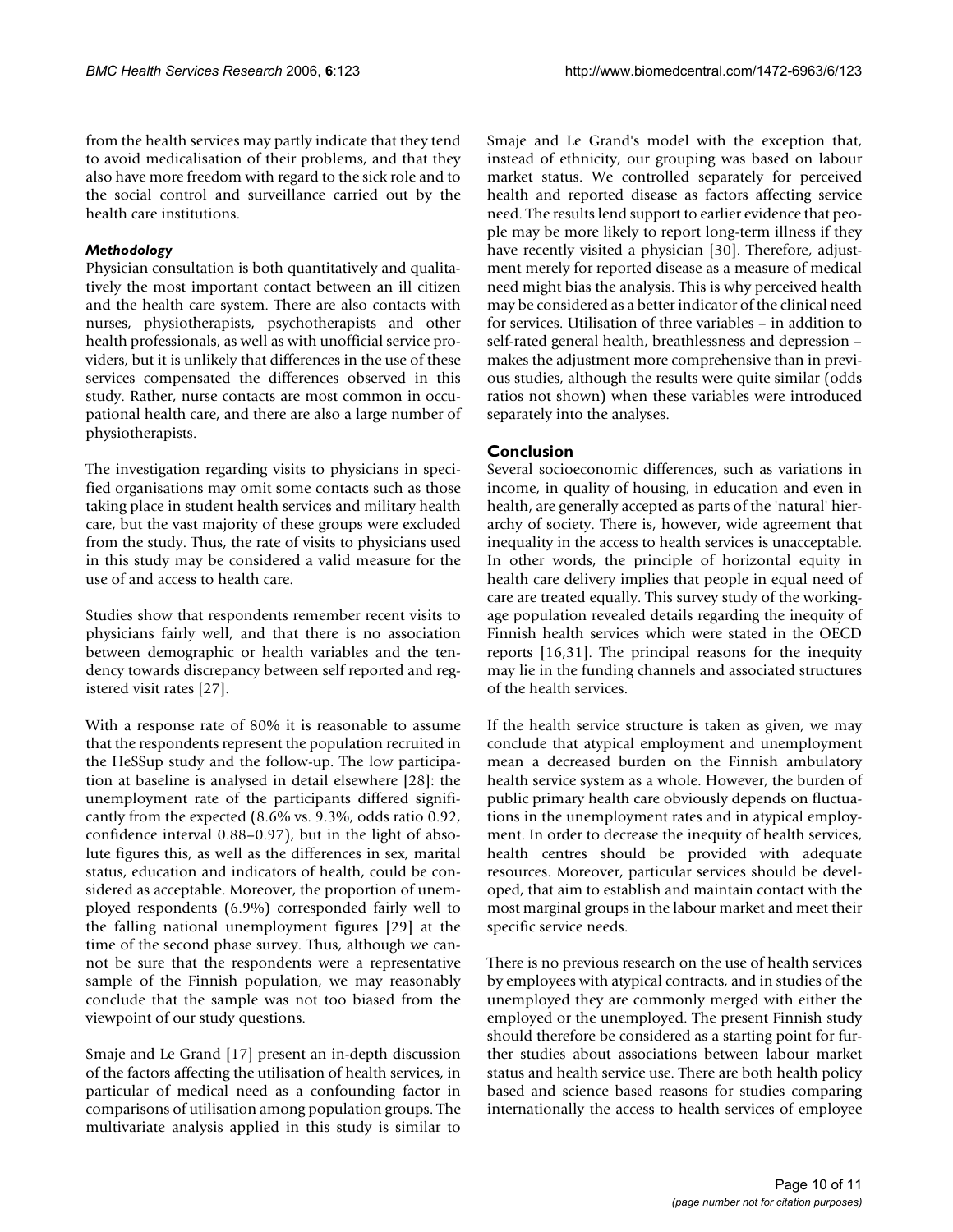from the health services may partly indicate that they tend to avoid medicalisation of their problems, and that they also have more freedom with regard to the sick role and to the social control and surveillance carried out by the health care institutions.

### *Methodology*

Physician consultation is both quantitatively and qualitatively the most important contact between an ill citizen and the health care system. There are also contacts with nurses, physiotherapists, psychotherapists and other health professionals, as well as with unofficial service providers, but it is unlikely that differences in the use of these services compensated the differences observed in this study. Rather, nurse contacts are most common in occupational health care, and there are also a large number of physiotherapists.

The investigation regarding visits to physicians in specified organisations may omit some contacts such as those taking place in student health services and military health care, but the vast majority of these groups were excluded from the study. Thus, the rate of visits to physicians used in this study may be considered a valid measure for the use of and access to health care.

Studies show that respondents remember recent visits to physicians fairly well, and that there is no association between demographic or health variables and the tendency towards discrepancy between self reported and registered visit rates [27].

With a response rate of 80% it is reasonable to assume that the respondents represent the population recruited in the HeSSup study and the follow-up. The low participation at baseline is analysed in detail elsewhere [28]: the unemployment rate of the participants differed significantly from the expected (8.6% vs. 9.3%, odds ratio 0.92, confidence interval 0.88–0.97), but in the light of absolute figures this, as well as the differences in sex, marital status, education and indicators of health, could be considered as acceptable. Moreover, the proportion of unemployed respondents (6.9%) corresponded fairly well to the falling national unemployment figures [29] at the time of the second phase survey. Thus, although we cannot be sure that the respondents were a representative sample of the Finnish population, we may reasonably conclude that the sample was not too biased from the viewpoint of our study questions.

Smaje and Le Grand [17] present an in-depth discussion of the factors affecting the utilisation of health services, in particular of medical need as a confounding factor in comparisons of utilisation among population groups. The multivariate analysis applied in this study is similar to Smaje and Le Grand's model with the exception that, instead of ethnicity, our grouping was based on labour market status. We controlled separately for perceived health and reported disease as factors affecting service need. The results lend support to earlier evidence that people may be more likely to report long-term illness if they have recently visited a physician [30]. Therefore, adjustment merely for reported disease as a measure of medical need might bias the analysis. This is why perceived health may be considered as a better indicator of the clinical need for services. Utilisation of three variables – in addition to self-rated general health, breathlessness and depression – makes the adjustment more comprehensive than in previous studies, although the results were quite similar (odds ratios not shown) when these variables were introduced separately into the analyses.

## Conclusion

Several socioeconomic differences, such as variations in income, in quality of housing, in education and even in health, are generally accepted as parts of the 'natural' hierarchy of society. There is, however, wide agreement that inequality in the access to health services is unacceptable. In other words, the principle of horizontal equity in health care delivery implies that people in equal need of care are treated equally. This survey study of the working-age population revealed details regarding the inequity of Finnish health services which were stated in the OECD reports [16,31]. The principal reasons for the inequity may lie in the funding channels and associated structures of the health services.

If the health service structure is taken as given, we may conclude that atypical employment and unemployment mean a decreased burden on the Finnish ambulatory health service system as a whole. However, the burden of public primary health care obviously depends on fluctuations in the unemployment rates and in atypical employment. In order to decrease the inequity of health services, health centres should be provided with adequate resources. Moreover, particular services should be developed, that aim to establish and maintain contact with the most marginal groups in the labour market and meet their specific service needs.

There is no previous research on the use of health services by employees with atypical contracts, and in studies of the unemployed they are commonly merged with either the employed or the unemployed. The present Finnish study should therefore be considered as a starting point for further studies about associations between labour market status and health service use. There are both health policy based and science based reasons for studies comparing internationally the access to health services of employee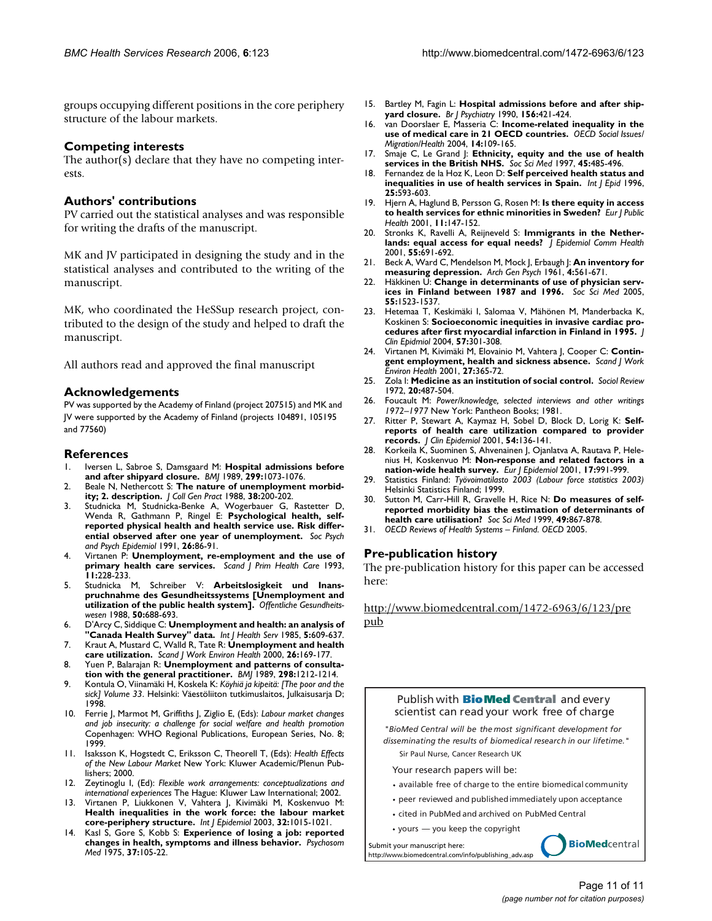groups occupying different positions in the core periphery structure of the labour markets.

## Competing interests

The author(s) declare that they have no competing interests.

## Authors' contributions

PV carried out the statistical analyses and was responsible for writing the drafts of the manuscript.

MK and JV participated in designing the study and in the statistical analyses and contributed to the writing of the manuscript.

MK, who coordinated the HeSSup research project, contributed to the design of the study and helped to draft the manuscript.

All authors read and approved the final manuscript

## Acknowledgements

PV was supported by the Academy of Finland (project 207515) and MK and JV were supported by the Academy of Finland (projects 104891, 105195 and 77560)

## References

1. Iversen L, Sabroe S, Damsgaard M: **Hospital admissions before and after shipyard closure.** *BMJ* 1989, **299:**1073-1076.
2. Beale N, Nethercott S: **The nature of unemployment morbidity; 2. description.** *J Coll Gen Pract* 1988, **38:**200-202.
3. Studnicka M, Studnicka-Benke A, Wogerbauer G, Rastetter D, Wenda R, Gathmann P, Ringel E: **Psychological health, self-reported physical health and health service use. Risk differential observed after one year of unemployment.** *Soc Psych and Psych Epidemiol* 1991, **26:**86-91.
4. Virtanen P: **Unemployment, re-employment and the use of primary health care services.** *Scand J Prim Health Care* 1993, **11:**228-233.
5. Studnicka M, Schreiber V: **Arbeitslosigkeit und Inanspruchnahme des Gesundheitssystems [Unemployment and utilization of the public health system].** *Offentliche Gesundheitswesen* 1988, **50:**688-693.
6. D'Arcy C, Siddique C: **Unemployment and health: an analysis of "Canada Health Survey" data.** *Int J Health Serv* 1985, **5:**609-637.
7. Kraut A, Mustard C, Walld R, Tate R: **Unemployment and health care utilization.** *Scand J Work Environ Health* 2000, **26:**169-177.
8. Yuen P, Balarajan R: **Unemployment and patterns of consultation with the general practitioner.** *BMJ* 1989, **298:**1212-1214.
9. Kontula O, Viinamäki H, Koskela K: *Köyhiä ja kipeitä: [The poor and the sick] Volume 33.* Helsinki: Väestöliiton tutkimuslaitos, Julkaisusarja D; 1998.
10. Ferrie J, Marmot M, Griffiths J, Ziglio E, (Eds): *Labour market changes and job insecurity: a challenge for social welfare and health promotion* Copenhagen: WHO Regional Publications, European Series, No. 8; 1999.
11. Isaksson K, Hogstedt C, Eriksson C, Theorell T, (Eds): *Health Effects of the New Labour Market* New York: Kluwer Academic/Plenun Publishers; 2000.
12. Zeytinoglu I, (Ed): *Flexible work arrangements: conceptualizations and international experiences* The Hague: Kluwer Law International; 2002.
13. Virtanen P, Liukkonen V, Vahtera J, Kivimäki M, Koskenvuo M: **Health inequalities in the work force: the labour market core-periphery structure.** *Int J Epidemiol* 2003, **32:**1015-1021.
14. Kasl S, Gore S, Kobb S: **Experience of losing a job: reported changes in health, symptoms and illness behavior.** *Psychosom Med* 1975, **37:**105-22.
15. Bartley M, Fagin L: **Hospital admissions before and after shipyard closure.** *Br J Psychiatry* 1990, **156:**421-424.
16. van Doorslaer E, Masseria C: **Income-related inequality in the use of medical care in 21 OECD countries.** *OECD Social Issues/Migration/Health* 2004, **14:**109-165.
17. Smaje C, Le Grand J: **Ethnicity, equity and the use of health services in the British NHS.** *Soc Sci Med* 1997, **45:**485-496.
18. Fernandez de la Hoz K, Leon D: **Self perceived health status and inequalities in use of health services in Spain.** *Int J Epid* 1996, **25:**593-603.
19. Hjern A, Haglund B, Persson G, Rosen M: **Is there equity in access to health services for ethnic minorities in Sweden?** *Eur J Public Health* 2001, **11:**147-152.
20. Stronks K, Ravelli A, Reijneveld S: **Immigrants in the Netherlands: equal access for equal needs?** *J Epidemiol Comm Health* 2001, **55:**691-692.
21. Beck A, Ward C, Mendelson M, Mock J, Erbaugh J: **An inventory for measuring depression.** *Arch Gen Psych* 1961, **4:**561-671.
22. Häkkinen U: **Change in determinants of use of physician services in Finland between 1987 and 1996.** *Soc Sci Med* 2005, **55:**1523-1537.
23. Hetemaa T, Keskimäki I, Salomaa V, Mähönen M, Manderbacka K, Koskinen S: **Socioeconomic inequities in invasive cardiac procedures after first myocardial infarction in Finland in 1995.** *J Clin Epidmiol* 2004, **57:**301-308.
24. Virtanen M, Kivimäki M, Elovainio M, Vahtera J, Cooper C: **Contingent employment, health and sickness absence.** *Scand J Work Environ Health* 2001, **27:**365-72.
25. Zola I: **Medicine as an institution of social control.** *Sociol Review* 1972, **20:**487-504.
26. Foucault M: *Power/knowledge, selected interviews and other writings 1972–1977* New York: Pantheon Books; 1981.
27. Ritter P, Stewart A, Kaymaz H, Sobel D, Block D, Lorig K: **Self-reports of health care utilization compared to provider records.** *J Clin Epidemiol* 2001, **54:**136-141.
28. Korkeila K, Suominen S, Ahvenainen J, Ojanlatva A, Rautava P, Helenius H, Koskenvuo M: **Non-response and related factors in a nation-wide health survey.** *Eur J Epidemiol* 2001, **17:**991-999.
29. Statistics Finland: *Työvoimatilasto 2003 (Labour force statistics 2003)* Helsinki Statistics Finland; 1999.
30. Sutton M, Carr-Hill R, Gravelle H, Rice N: **Do measures of self-reported morbidity bias the estimation of determinants of health care utilisation?** *Soc Sci Med* 1999, **49:**867-878.
31. *OECD Reviews of Health Systems – Finland. OECD* 2005.

## Pre-publication history

The pre-publication history for this paper can be accessed here:

http://www.biomedcentral.com/1472-6963/6/123/prepub

Publish with **BioMed Central** and every scientist can read your work free of charge

*"BioMed Central will be the most significant development for disseminating the results of biomedical research in our lifetime."*

Sir Paul Nurse, Cancer Research UK

Your research papers will be:

- available free of charge to the entire biomedical community
- peer reviewed and published immediately upon acceptance
- cited in PubMed and archived on PubMed Central
- yours — you keep the copyright

Submit your manuscript here:
http://www.biomedcentral.com/info/publishing_adv.asp

BioMedcentral